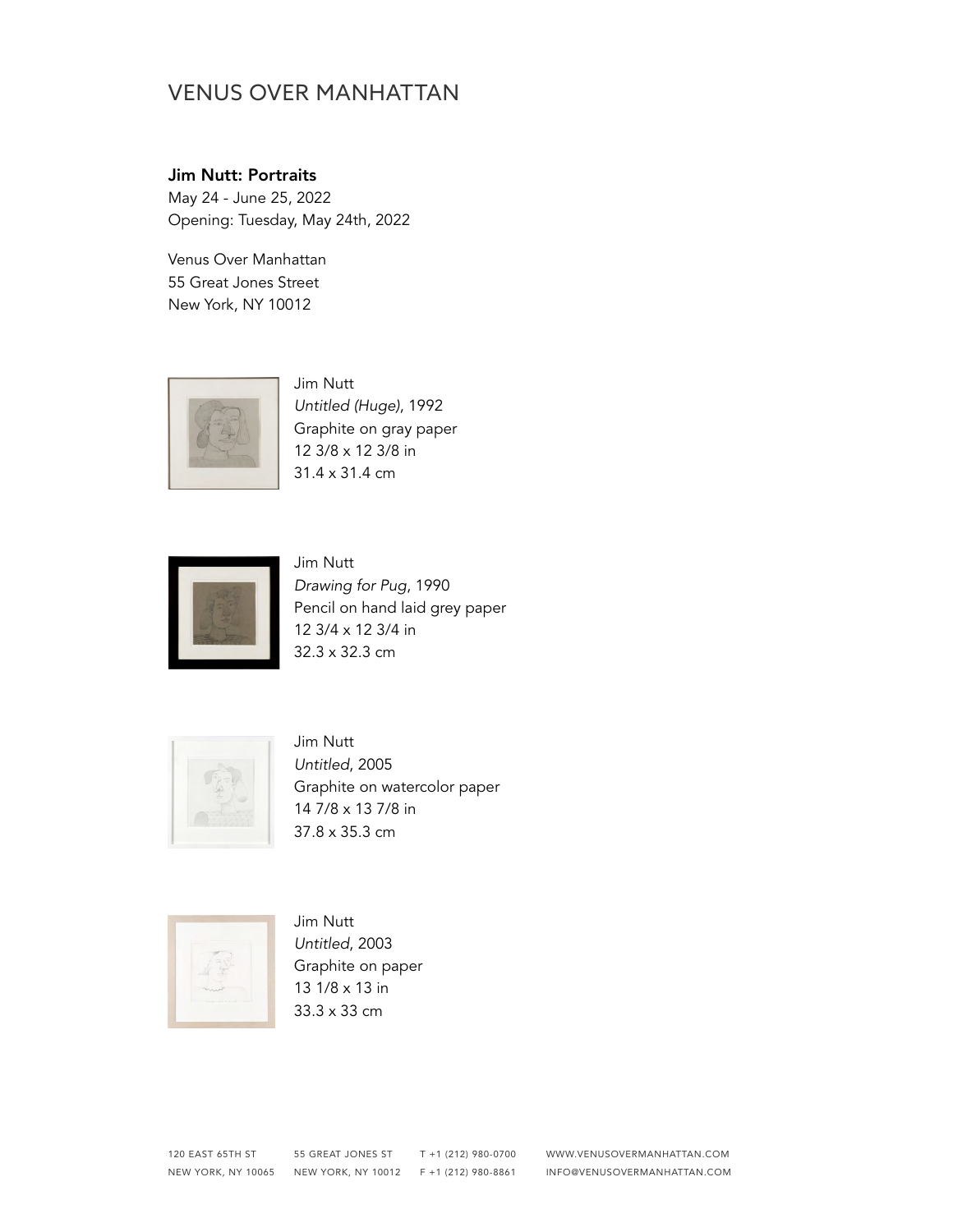# VENUS OVER MANHATTAN

**Jim Nutt: Portraits**
May 24 - June 25, 2022
Opening: Tuesday, May 24th, 2022

Venus Over Manhattan
55 Great Jones Street
New York, NY 10012

Jim Nutt
*Untitled (Huge)*, 1992
Graphite on gray paper
12 3/8 x 12 3/8 in
31.4 x 31.4 cm

Jim Nutt
*Drawing for Pug*, 1990
Pencil on hand laid grey paper
12 3/4 x 12 3/4 in
32.3 x 32.3 cm

Jim Nutt
*Untitled*, 2005
Graphite on watercolor paper
14 7/8 x 13 7/8 in
37.8 x 35.3 cm

Jim Nutt
*Untitled*, 2003
Graphite on paper
13 1/8 x 13 in
33.3 x 33 cm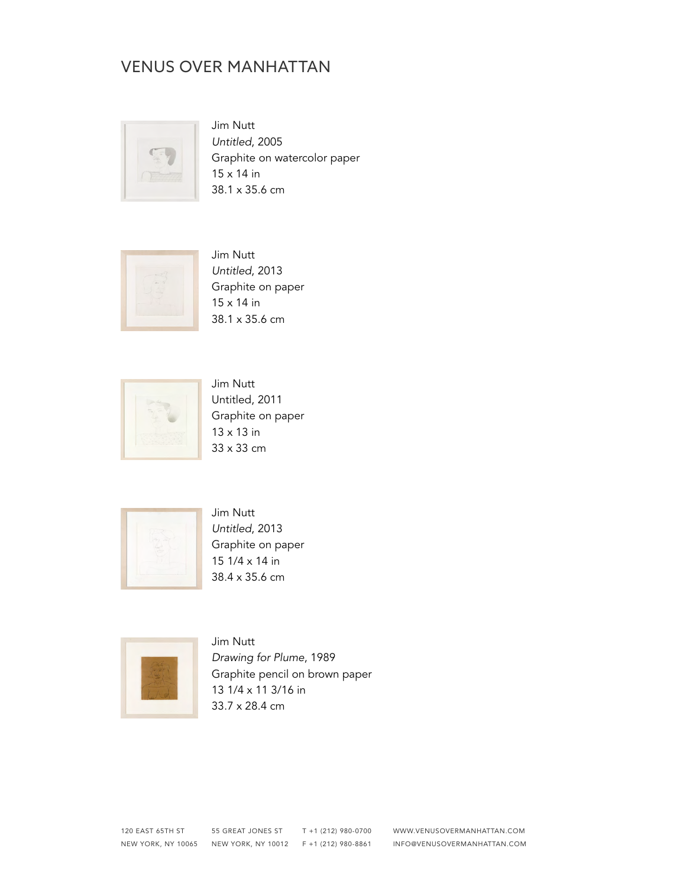VENUS OVER MANHATTAN

Jim Nutt
*Untitled*, 2005
Graphite on watercolor paper
15 x 14 in
38.1 x 35.6 cm

Jim Nutt
*Untitled*, 2013
Graphite on paper
15 x 14 in
38.1 x 35.6 cm

Jim Nutt
Untitled, 2011
Graphite on paper
13 x 13 in
33 x 33 cm

Jim Nutt
*Untitled*, 2013
Graphite on paper
15 1/4 x 14 in
38.4 x 35.6 cm

Jim Nutt
*Drawing for Plume*, 1989
Graphite pencil on brown paper
13 1/4 x 11 3/16 in
33.7 x 28.4 cm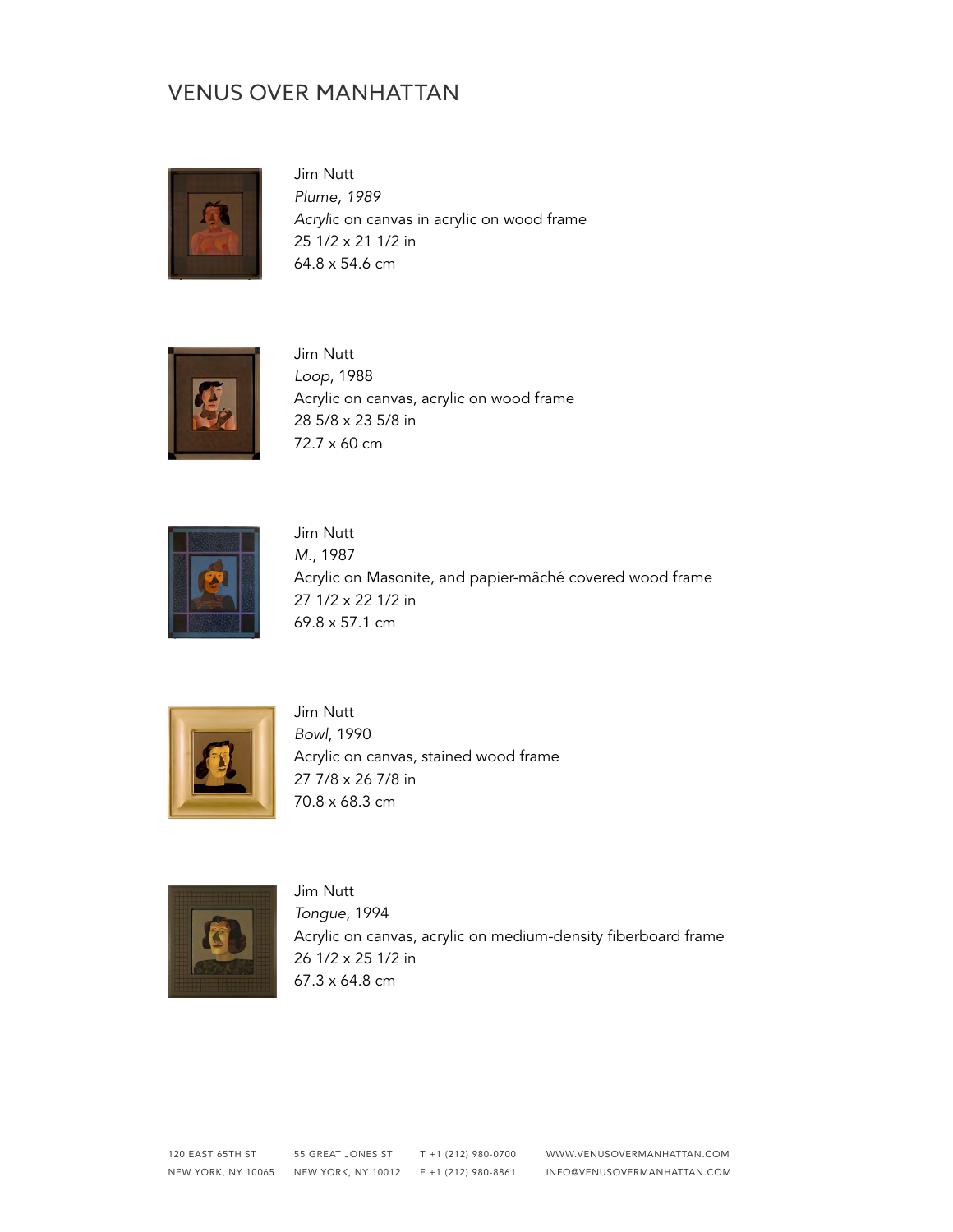# VENUS OVER MANHATTAN

Jim Nutt
*Plume, 1989*
*Acryli*c on canvas in acrylic on wood frame
25 1/2 x 21 1/2 in
64.8 x 54.6 cm

Jim Nutt
*Loop*, 1988
Acrylic on canvas, acrylic on wood frame
28 5/8 x 23 5/8 in
72.7 x 60 cm

Jim Nutt
*M.*, 1987
Acrylic on Masonite, and papier-mâché covered wood frame
27 1/2 x 22 1/2 in
69.8 x 57.1 cm

Jim Nutt
*Bowl*, 1990
Acrylic on canvas, stained wood frame
27 7/8 x 26 7/8 in
70.8 x 68.3 cm

Jim Nutt
*Tongue*, 1994
Acrylic on canvas, acrylic on medium-density fiberboard frame
26 1/2 x 25 1/2 in
67.3 x 64.8 cm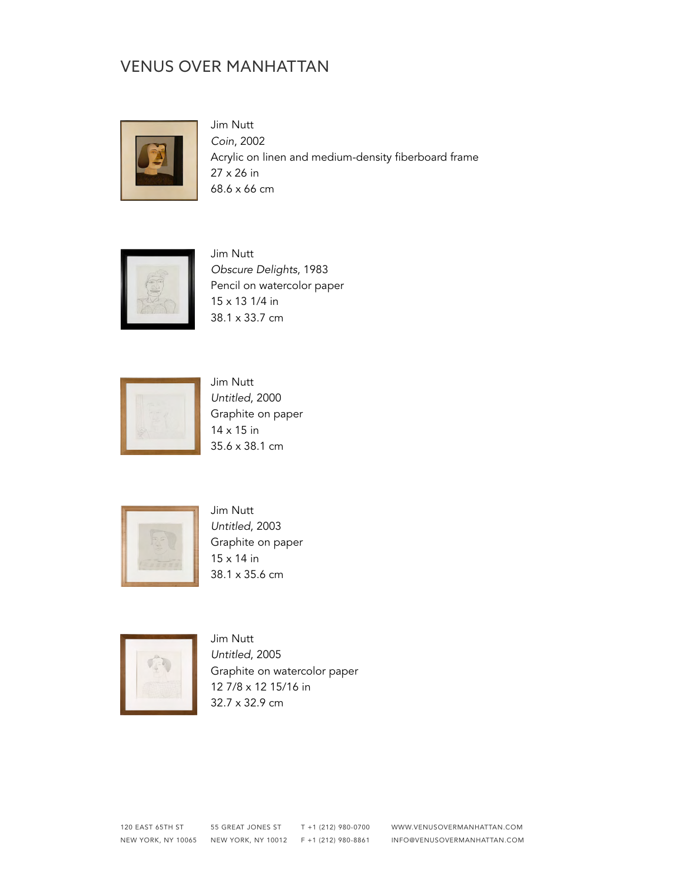Jim Nutt
*Coin*, 2002
Acrylic on linen and medium-density fiberboard frame
27 x 26 in
68.6 x 66 cm

Jim Nutt
*Obscure Delights*, 1983
Pencil on watercolor paper
15 x 13 1/4 in
38.1 x 33.7 cm

Jim Nutt
*Untitled*, 2000
Graphite on paper
14 x 15 in
35.6 x 38.1 cm

Jim Nutt
*Untitled*, 2003
Graphite on paper
15 x 14 in
38.1 x 35.6 cm

Jim Nutt
*Untitled*, 2005
Graphite on watercolor paper
12 7/8 x 12 15/16 in
32.7 x 32.9 cm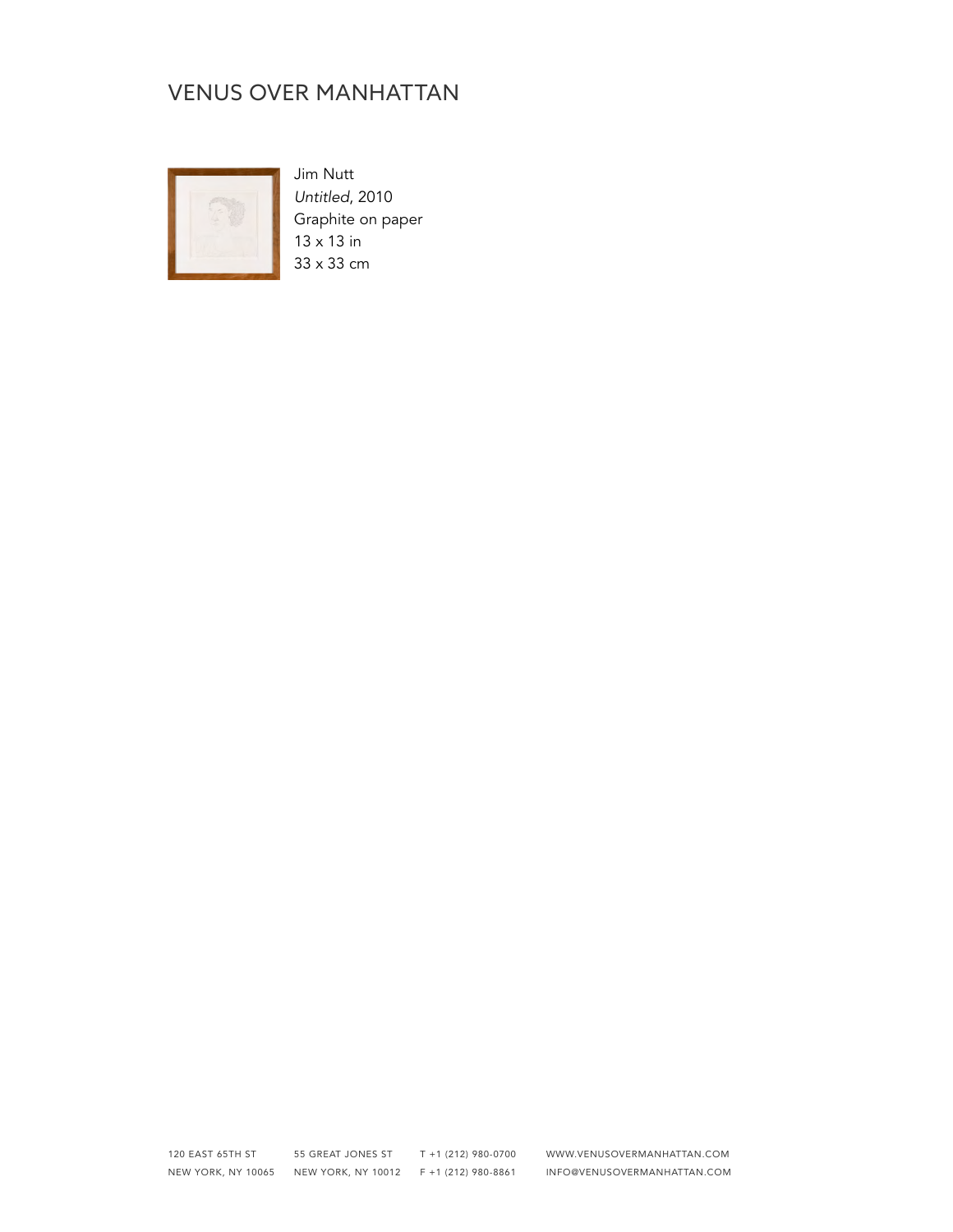# VENUS OVER MANHATTAN

Jim Nutt
*Untitled*, 2010
Graphite on paper
13 x 13 in
33 x 33 cm

120 EAST 65TH ST
NEW YORK, NY 10065

55 GREAT JONES ST
NEW YORK, NY 10012

T +1 (212) 980-0700
F +1 (212) 980-8861

WWW.VENUSOVERMANHATTAN.COM
INFO@VENUSOVERMANHATTAN.COM